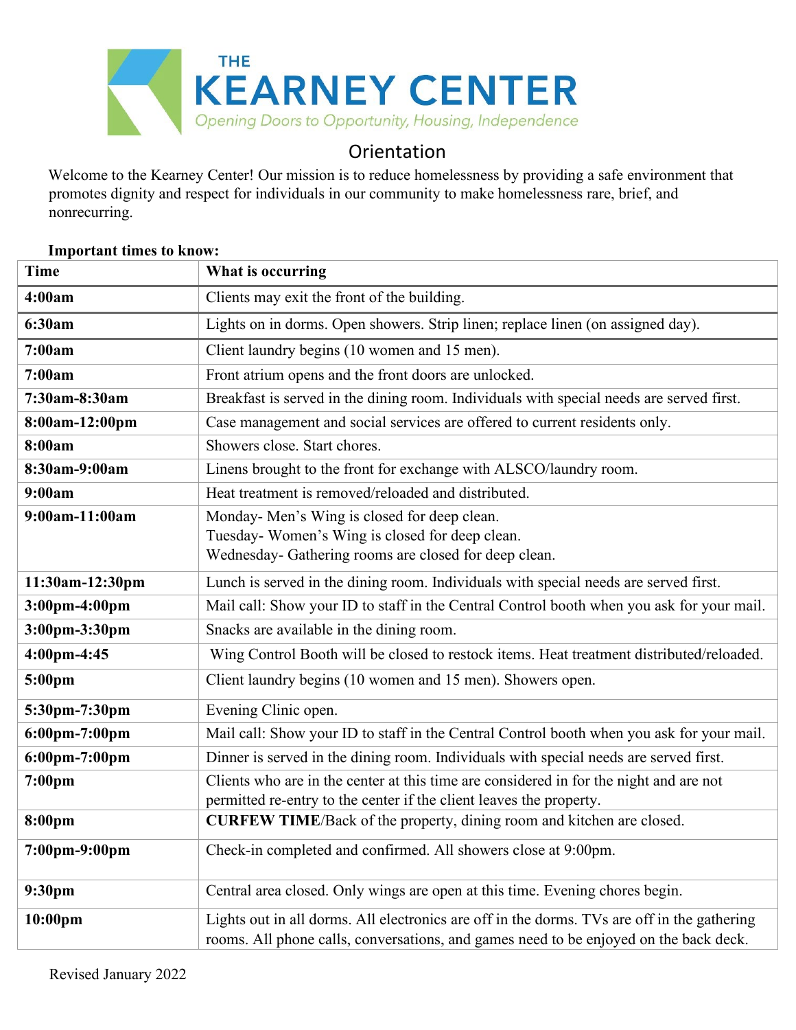# THE KEARNEY CENTER

*Opening Doors to Opportunity, Housing, Independence*

## Orientation

Welcome to the Kearney Center! Our mission is to reduce homelessness by providing a safe environment that promotes dignity and respect for individuals in our community to make homelessness rare, brief, and nonrecurring.

**Important times to know:**

| Time | What is occurring |
|---|---|
| **4:00am** | Clients may exit the front of the building. |
| **6:30am** | Lights on in dorms. Open showers. Strip linen; replace linen (on assigned day). |
| **7:00am** | Client laundry begins (10 women and 15 men). |
| **7:00am** | Front atrium opens and the front doors are unlocked. |
| **7:30am-8:30am** | Breakfast is served in the dining room. Individuals with special needs are served first. |
| **8:00am-12:00pm** | Case management and social services are offered to current residents only. |
| **8:00am** | Showers close. Start chores. |
| **8:30am-9:00am** | Linens brought to the front for exchange with ALSCO/laundry room. |
| **9:00am** | Heat treatment is removed/reloaded and distributed. |
| **9:00am-11:00am** | Monday- Men's Wing is closed for deep clean.<br>Tuesday- Women's Wing is closed for deep clean.<br>Wednesday- Gathering rooms are closed for deep clean. |
| **11:30am-12:30pm** | Lunch is served in the dining room. Individuals with special needs are served first. |
| **3:00pm-4:00pm** | Mail call: Show your ID to staff in the Central Control booth when you ask for your mail. |
| **3:00pm-3:30pm** | Snacks are available in the dining room. |
| **4:00pm-4:45** | Wing Control Booth will be closed to restock items. Heat treatment distributed/reloaded. |
| **5:00pm** | Client laundry begins (10 women and 15 men). Showers open. |
| **5:30pm-7:30pm** | Evening Clinic open. |
| **6:00pm-7:00pm** | Mail call: Show your ID to staff in the Central Control booth when you ask for your mail. |
| **6:00pm-7:00pm** | Dinner is served in the dining room. Individuals with special needs are served first. |
| **7:00pm** | Clients who are in the center at this time are considered in for the night and are not permitted re-entry to the center if the client leaves the property. |
| **8:00pm** | **CURFEW TIME**/Back of the property, dining room and kitchen are closed. |
| **7:00pm-9:00pm** | Check-in completed and confirmed. All showers close at 9:00pm. |
| **9:30pm** | Central area closed. Only wings are open at this time. Evening chores begin. |
| **10:00pm** | Lights out in all dorms. All electronics are off in the dorms. TVs are off in the gathering rooms. All phone calls, conversations, and games need to be enjoyed on the back deck. |

Revised January 2022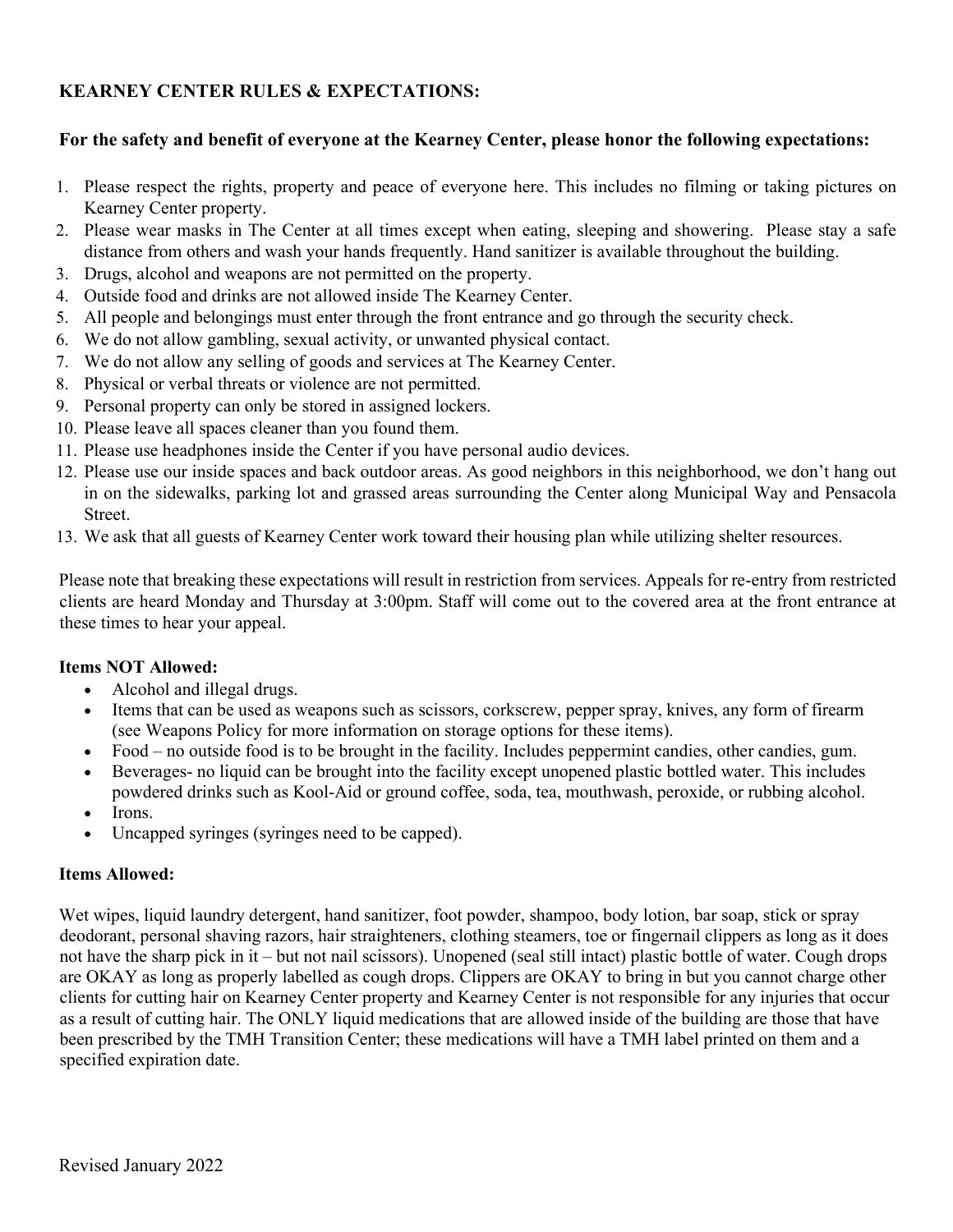**KEARNEY CENTER RULES & EXPECTATIONS:**

**For the safety and benefit of everyone at the Kearney Center, please honor the following expectations:**

1. Please respect the rights, property and peace of everyone here. This includes no filming or taking pictures on Kearney Center property.
2. Please wear masks in The Center at all times except when eating, sleeping and showering. Please stay a safe distance from others and wash your hands frequently. Hand sanitizer is available throughout the building.
3. Drugs, alcohol and weapons are not permitted on the property.
4. Outside food and drinks are not allowed inside The Kearney Center.
5. All people and belongings must enter through the front entrance and go through the security check.
6. We do not allow gambling, sexual activity, or unwanted physical contact.
7. We do not allow any selling of goods and services at The Kearney Center.
8. Physical or verbal threats or violence are not permitted.
9. Personal property can only be stored in assigned lockers.
10. Please leave all spaces cleaner than you found them.
11. Please use headphones inside the Center if you have personal audio devices.
12. Please use our inside spaces and back outdoor areas. As good neighbors in this neighborhood, we don't hang out in on the sidewalks, parking lot and grassed areas surrounding the Center along Municipal Way and Pensacola Street.
13. We ask that all guests of Kearney Center work toward their housing plan while utilizing shelter resources.

Please note that breaking these expectations will result in restriction from services. Appeals for re-entry from restricted clients are heard Monday and Thursday at 3:00pm. Staff will come out to the covered area at the front entrance at these times to hear your appeal.

**Items NOT Allowed:**

- Alcohol and illegal drugs.
- Items that can be used as weapons such as scissors, corkscrew, pepper spray, knives, any form of firearm (see Weapons Policy for more information on storage options for these items).
- Food – no outside food is to be brought in the facility. Includes peppermint candies, other candies, gum.
- Beverages- no liquid can be brought into the facility except unopened plastic bottled water. This includes powdered drinks such as Kool-Aid or ground coffee, soda, tea, mouthwash, peroxide, or rubbing alcohol.
- Irons.
- Uncapped syringes (syringes need to be capped).

**Items Allowed:**

Wet wipes, liquid laundry detergent, hand sanitizer, foot powder, shampoo, body lotion, bar soap, stick or spray deodorant, personal shaving razors, hair straighteners, clothing steamers, toe or fingernail clippers as long as it does not have the sharp pick in it – but not nail scissors). Unopened (seal still intact) plastic bottle of water. Cough drops are OKAY as long as properly labelled as cough drops. Clippers are OKAY to bring in but you cannot charge other clients for cutting hair on Kearney Center property and Kearney Center is not responsible for any injuries that occur as a result of cutting hair. The ONLY liquid medications that are allowed inside of the building are those that have been prescribed by the TMH Transition Center; these medications will have a TMH label printed on them and a specified expiration date.

Revised January 2022